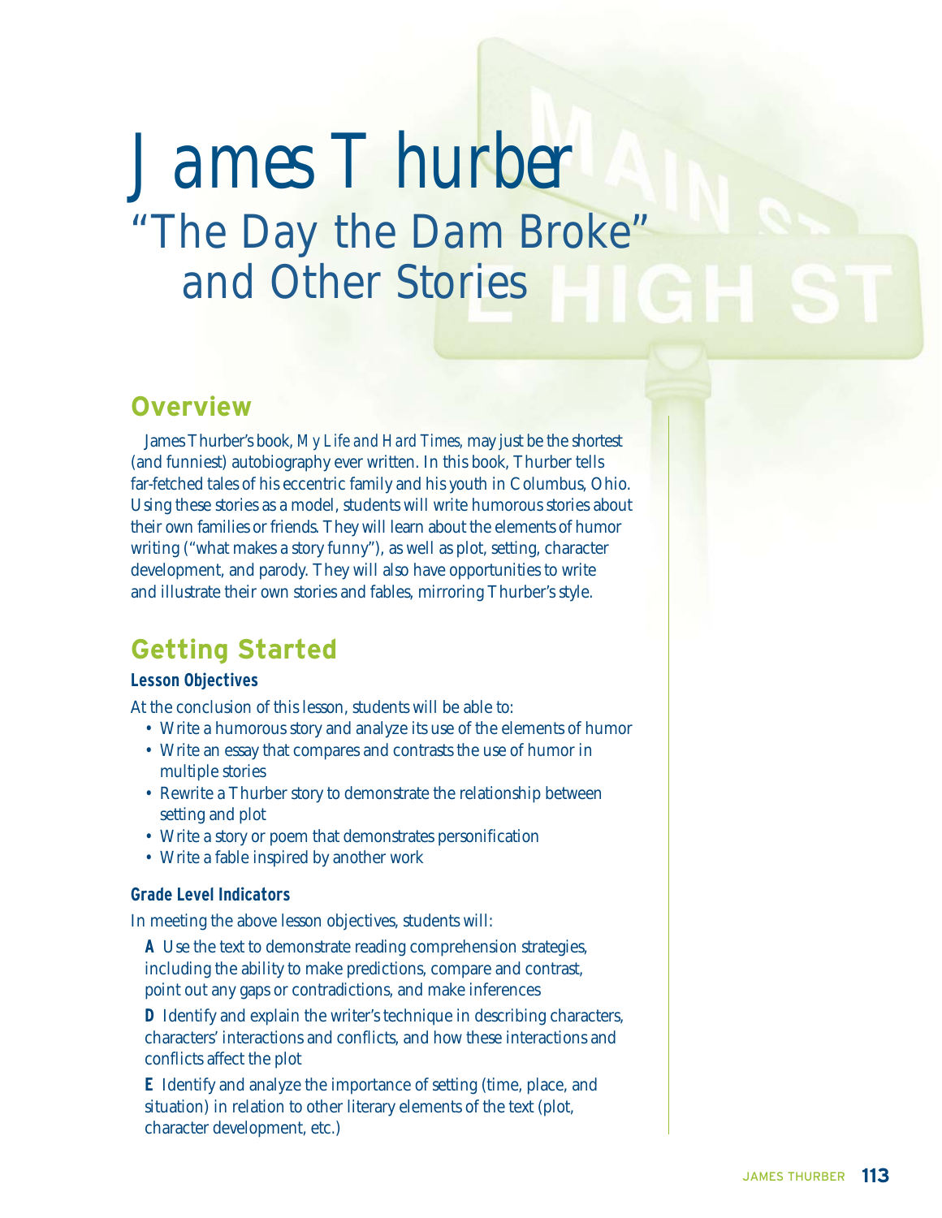# James Thurber

## "The Day the Dam Broke" and Other Stories

## Overview

James Thurber's book, *My Life and Hard Times*, may just be the shortest (and funniest) autobiography ever written. In this book, Thurber tells far-fetched tales of his eccentric family and his youth in Columbus, Ohio. Using these stories as a model, students will write humorous stories about their own families or friends. They will learn about the elements of humor writing ("what makes a story funny"), as well as plot, setting, character development, and parody. They will also have opportunities to write and illustrate their own stories and fables, mirroring Thurber's style.

## Getting Started

### Lesson Objectives

At the conclusion of this lesson, students will be able to:

- Write a humorous story and analyze its use of the elements of humor
- Write an essay that compares and contrasts the use of humor in multiple stories
- Rewrite a Thurber story to demonstrate the relationship between setting and plot
- Write a story or poem that demonstrates personification
- Write a fable inspired by another work

### Grade Level Indicators

In meeting the above lesson objectives, students will:

**A** Use the text to demonstrate reading comprehension strategies, including the ability to make predictions, compare and contrast, point out any gaps or contradictions, and make inferences

**D** Identify and explain the writer's technique in describing characters, characters' interactions and conflicts, and how these interactions and conflicts affect the plot

**E** Identify and analyze the importance of setting (time, place, and situation) in relation to other literary elements of the text (plot, character development, etc.)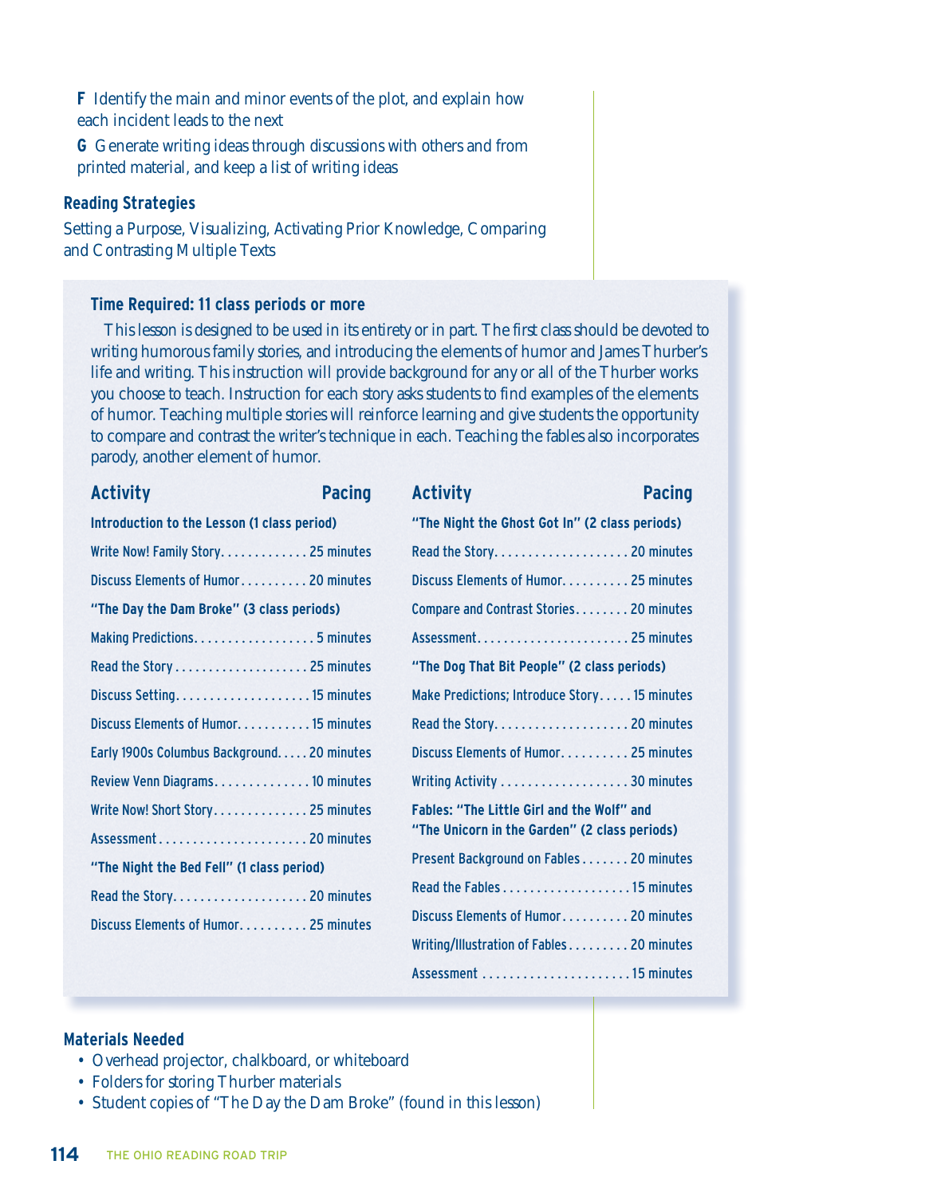**F** Identify the main and minor events of the plot, and explain how each incident leads to the next

**G** Generate writing ideas through discussions with others and from printed material, and keep a list of writing ideas

### Reading Strategies

Setting a Purpose, Visualizing, Activating Prior Knowledge, Comparing and Contrasting Multiple Texts

### Time Required: 11 class periods or more

This lesson is designed to be used in its entirety or in part. The first class should be devoted to writing humorous family stories, and introducing the elements of humor and James Thurber's life and writing. This instruction will provide background for any or all of the Thurber works you choose to teach. Instruction for each story asks students to find examples of the elements of humor. Teaching multiple stories will reinforce learning and give students the opportunity to compare and contrast the writer's technique in each. Teaching the fables also incorporates parody, another element of humor.

| Activity | Pacing |
|---|---|
| **Introduction to the Lesson (1 class period)** | |
| Write Now! Family Story | 25 minutes |
| Discuss Elements of Humor | 20 minutes |
| **"The Day the Dam Broke" (3 class periods)** | |
| Making Predictions | 5 minutes |
| Read the Story | 25 minutes |
| Discuss Setting | 15 minutes |
| Discuss Elements of Humor | 15 minutes |
| Early 1900s Columbus Background | 20 minutes |
| Review Venn Diagrams | 10 minutes |
| Write Now! Short Story | 25 minutes |
| Assessment | 20 minutes |
| **"The Night the Bed Fell" (1 class period)** | |
| Read the Story | 20 minutes |
| Discuss Elements of Humor | 25 minutes |
| **"The Night the Ghost Got In" (2 class periods)** | |
| Read the Story | 20 minutes |
| Discuss Elements of Humor | 25 minutes |
| Compare and Contrast Stories | 20 minutes |
| Assessment | 25 minutes |
| **"The Dog That Bit People" (2 class periods)** | |
| Make Predictions; Introduce Story | 15 minutes |
| Read the Story | 20 minutes |
| Discuss Elements of Humor | 25 minutes |
| Writing Activity | 30 minutes |
| **Fables: "The Little Girl and the Wolf" and "The Unicorn in the Garden" (2 class periods)** | |
| Present Background on Fables | 20 minutes |
| Read the Fables | 15 minutes |
| Discuss Elements of Humor | 20 minutes |
| Writing/Illustration of Fables | 20 minutes |
| Assessment | 15 minutes |

### Materials Needed

- Overhead projector, chalkboard, or whiteboard
- Folders for storing Thurber materials
- Student copies of "The Day the Dam Broke" (found in this lesson)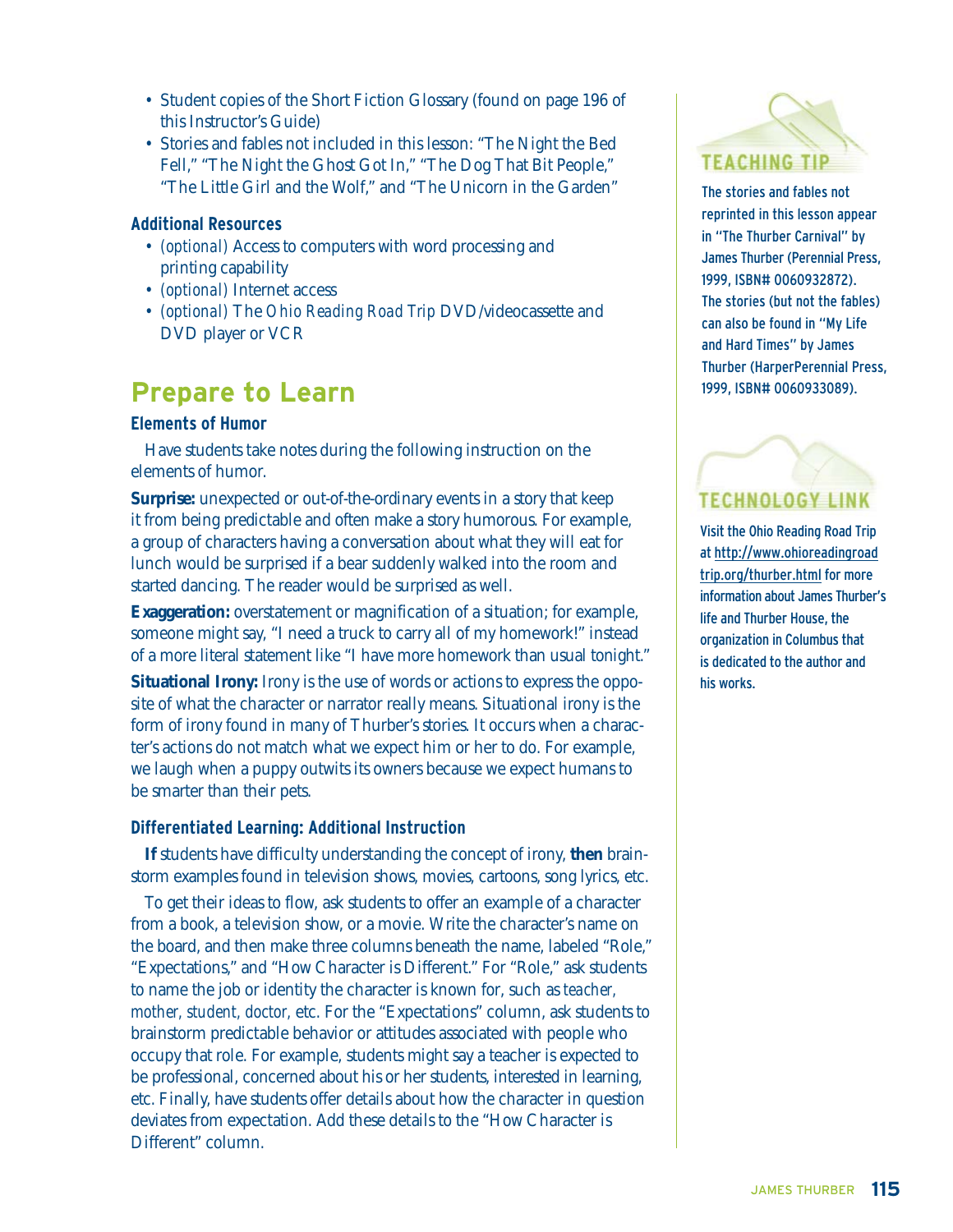- Student copies of the Short Fiction Glossary (found on page 196 of this Instructor's Guide)
- Stories and fables not included in this lesson: "The Night the Bed Fell," "The Night the Ghost Got In," "The Dog That Bit People," "The Little Girl and the Wolf," and "The Unicorn in the Garden"

**Additional Resources**

- *(optional)* Access to computers with word processing and printing capability
- *(optional)* Internet access
- *(optional)* The *Ohio Reading Road Trip* DVD/videocassette and DVD player or VCR

## Prepare to Learn

### Elements of Humor

Have students take notes during the following instruction on the elements of humor.

**Surprise:** unexpected or out-of-the-ordinary events in a story that keep it from being predictable and often make a story humorous. For example, a group of characters having a conversation about what they will eat for lunch would be surprised if a bear suddenly walked into the room and started dancing. The reader would be surprised as well.

**Exaggeration:** overstatement or magnification of a situation; for example, someone might say, "I need a truck to carry all of my homework!" instead of a more literal statement like "I have more homework than usual tonight."

**Situational Irony:** Irony is the use of words or actions to express the opposite of what the character or narrator really means. Situational irony is the form of irony found in many of Thurber's stories. It occurs when a character's actions do not match what we expect him or her to do. For example, we laugh when a puppy outwits its owners because we expect humans to be smarter than their pets.

### Differentiated Learning: Additional Instruction

**If** students have difficulty understanding the concept of irony, **then** brainstorm examples found in television shows, movies, cartoons, song lyrics, etc.

To get their ideas to flow, ask students to offer an example of a character from a book, a television show, or a movie. Write the character's name on the board, and then make three columns beneath the name, labeled "Role," "Expectations," and "How Character is Different." For "Role," ask students to name the job or identity the character is known for, such as *teacher, mother, student, doctor,* etc. For the "Expectations" column, ask students to brainstorm predictable behavior or attitudes associated with people who occupy that role. For example, students might say a teacher is expected to be professional, concerned about his or her students, interested in learning, etc. Finally, have students offer details about how the character in question deviates from expectation. Add these details to the "How Character is Different" column.

**TEACHING TIP**

The stories and fables not reprinted in this lesson appear in "The Thurber Carnival" by James Thurber (Perennial Press, 1999, ISBN# 0060932872). The stories (but not the fables) can also be found in "My Life and Hard Times" by James Thurber (HarperPerennial Press, 1999, ISBN# 0060933089).

**TECHNOLOGY LINK**

Visit the Ohio Reading Road Trip at http://www.ohioreadingroadtrip.org/thurber.html for more information about James Thurber's life and Thurber House, the organization in Columbus that is dedicated to the author and his works.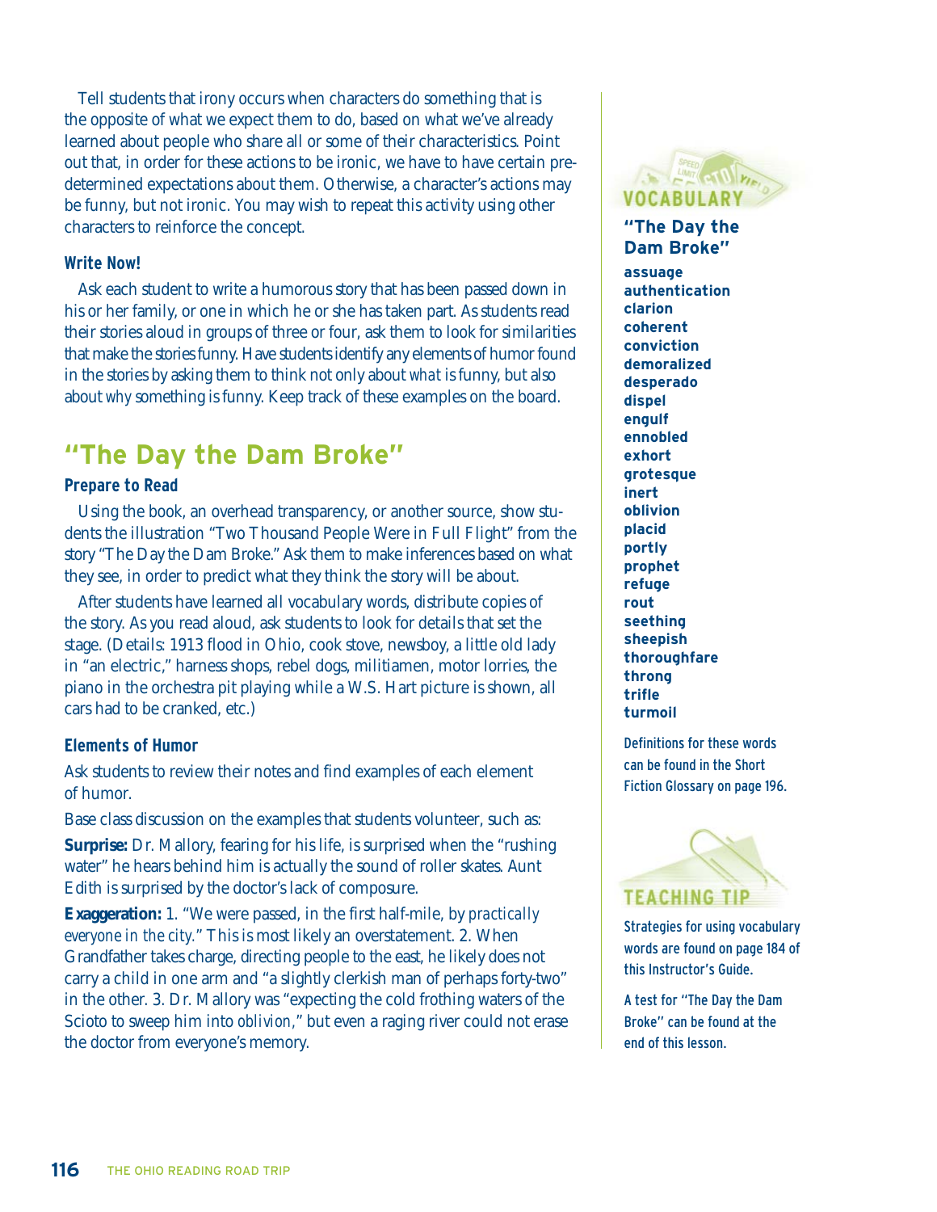Tell students that irony occurs when characters do something that is the opposite of what we expect them to do, based on what we've already learned about people who share all or some of their characteristics. Point out that, in order for these actions to be ironic, we have to have certain pre-determined expectations about them. Otherwise, a character's actions may be funny, but not ironic. You may wish to repeat this activity using other characters to reinforce the concept.

### Write Now!

Ask each student to write a humorous story that has been passed down in his or her family, or one in which he or she has taken part. As students read their stories aloud in groups of three or four, ask them to look for similarities that make the stories funny. Have students identify any elements of humor found in the stories by asking them to think not only about *what* is funny, but also about *why* something is funny. Keep track of these examples on the board.

## "The Day the Dam Broke"

### Prepare to Read

Using the book, an overhead transparency, or another source, show students the illustration "Two Thousand People Were in Full Flight" from the story "The Day the Dam Broke." Ask them to make inferences based on what they see, in order to predict what they think the story will be about.

After students have learned all vocabulary words, distribute copies of the story. As you read aloud, ask students to look for details that set the stage. (Details: 1913 flood in Ohio, cook stove, newsboy, a little old lady in "an electric," harness shops, rebel dogs, militiamen, motor lorries, the piano in the orchestra pit playing while a W.S. Hart picture is shown, all cars had to be cranked, etc.)

### Elements of Humor

Ask students to review their notes and find examples of each element of humor.

Base class discussion on the examples that students volunteer, such as:

**Surprise:** Dr. Mallory, fearing for his life, is surprised when the "rushing water" he hears behind him is actually the sound of roller skates. Aunt Edith is surprised by the doctor's lack of composure.

**Exaggeration:** 1. "We were passed, in the first half-mile, by *practically everyone in the city.*" This is most likely an overstatement. 2. When Grandfather takes charge, directing people to the east, he likely does not carry a child in one arm and "a slightly clerkish man of perhaps forty-two" in the other. 3. Dr. Mallory was "expecting the cold frothing waters of the Scioto to sweep him into *oblivion,*" but even a raging river could not erase the doctor from everyone's memory.

### VOCABULARY

**"The Day the Dam Broke"**

**assuage**
**authentication**
**clarion**
**coherent**
**conviction**
**demoralized**
**desperado**
**dispel**
**engulf**
**ennobled**
**exhort**
**grotesque**
**inert**
**oblivion**
**placid**
**portly**
**prophet**
**refuge**
**rout**
**seething**
**sheepish**
**thoroughfare**
**throng**
**trifle**
**turmoil**

Definitions for these words can be found in the Short Fiction Glossary on page 196.

### TEACHING TIP

Strategies for using vocabulary words are found on page 184 of this Instructor's Guide.

A test for "The Day the Dam Broke" can be found at the end of this lesson.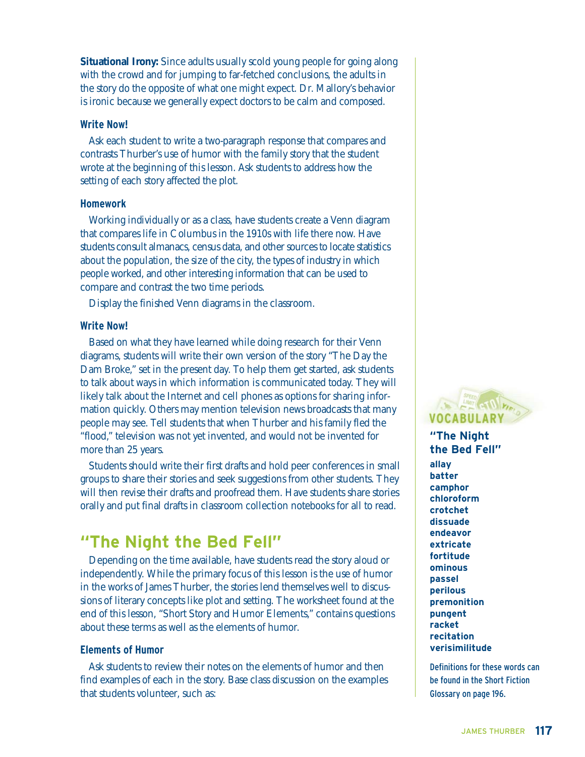**Situational Irony:** Since adults usually scold young people for going along with the crowd and for jumping to far-fetched conclusions, the adults in the story do the opposite of what one might expect. Dr. Mallory's behavior is ironic because we generally expect doctors to be calm and composed.

### Write Now!

Ask each student to write a two-paragraph response that compares and contrasts Thurber's use of humor with the family story that the student wrote at the beginning of this lesson. Ask students to address how the setting of each story affected the plot.

### Homework

Working individually or as a class, have students create a Venn diagram that compares life in Columbus in the 1910s with life there now. Have students consult almanacs, census data, and other sources to locate statistics about the population, the size of the city, the types of industry in which people worked, and other interesting information that can be used to compare and contrast the two time periods.

Display the finished Venn diagrams in the classroom.

### Write Now!

Based on what they have learned while doing research for their Venn diagrams, students will write their own version of the story "The Day the Dam Broke," set in the present day. To help them get started, ask students to talk about ways in which information is communicated today. They will likely talk about the Internet and cell phones as options for sharing information quickly. Others may mention television news broadcasts that many people may see. Tell students that when Thurber and his family fled the "flood," television was not yet invented, and would not be invented for more than 25 years.

Students should write their first drafts and hold peer conferences in small groups to share their stories and seek suggestions from other students. They will then revise their drafts and proofread them. Have students share stories orally and put final drafts in classroom collection notebooks for all to read.

## "The Night the Bed Fell"

Depending on the time available, have students read the story aloud or independently. While the primary focus of this lesson is the use of humor in the works of James Thurber, the stories lend themselves well to discussions of literary concepts like plot and setting. The worksheet found at the end of this lesson, "Short Story and Humor Elements," contains questions about these terms as well as the elements of humor.

### Elements of Humor

Ask students to review their notes on the elements of humor and then find examples of each in the story. Base class discussion on the examples that students volunteer, such as:

**VOCABULARY**

**"The Night the Bed Fell"**

**allay**
**batter**
**camphor**
**chloroform**
**crotchet**
**dissuade**
**endeavor**
**extricate**
**fortitude**
**ominous**
**passel**
**perilous**
**premonition**
**pungent**
**racket**
**recitation**
**verisimilitude**

Definitions for these words can be found in the Short Fiction Glossary on page 196.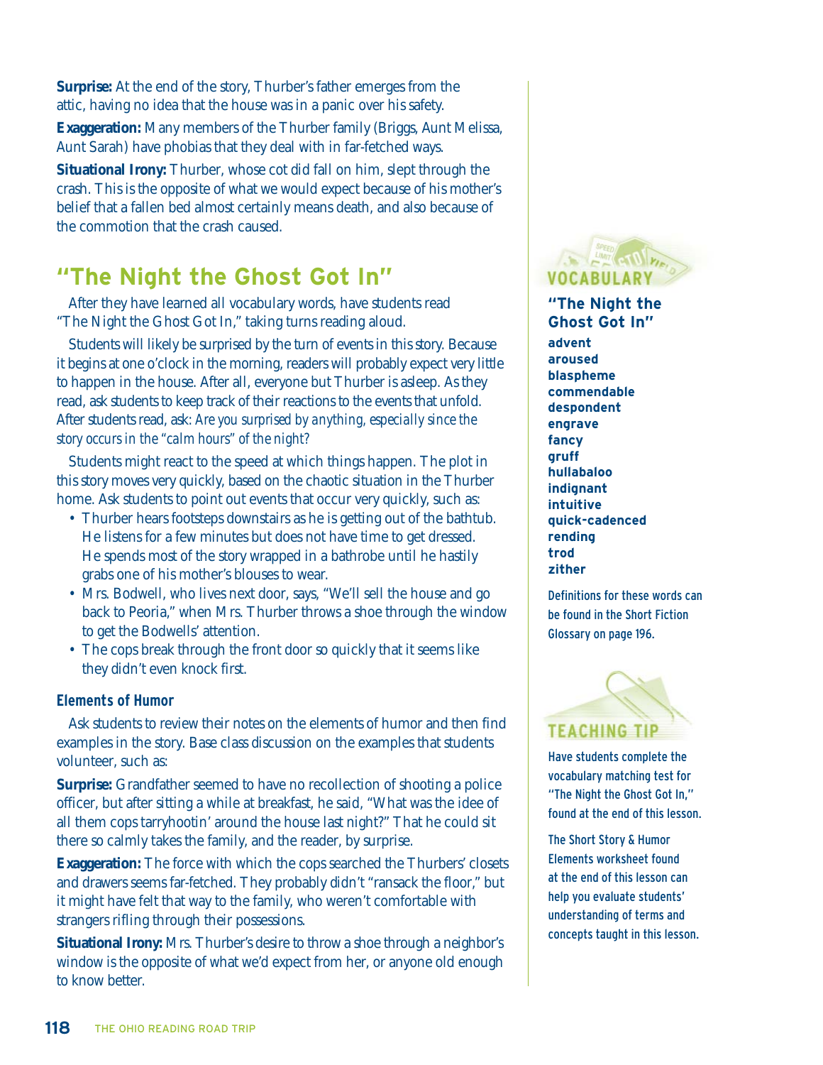**Surprise:** At the end of the story, Thurber's father emerges from the attic, having no idea that the house was in a panic over his safety.

**Exaggeration:** Many members of the Thurber family (Briggs, Aunt Melissa, Aunt Sarah) have phobias that they deal with in far-fetched ways.

**Situational Irony:** Thurber, whose cot did fall on him, slept through the crash. This is the opposite of what we would expect because of his mother's belief that a fallen bed almost certainly means death, and also because of the commotion that the crash caused.

## "The Night the Ghost Got In"

After they have learned all vocabulary words, have students read "The Night the Ghost Got In," taking turns reading aloud.

Students will likely be surprised by the turn of events in this story. Because it begins at one o'clock in the morning, readers will probably expect very little to happen in the house. After all, everyone but Thurber is asleep. As they read, ask students to keep track of their reactions to the events that unfold. After students read, ask: *Are you surprised by anything, especially since the story occurs in the "calm hours" of the night?*

Students might react to the speed at which things happen. The plot in this story moves very quickly, based on the chaotic situation in the Thurber home. Ask students to point out events that occur very quickly, such as:

- Thurber hears footsteps downstairs as he is getting out of the bathtub. He listens for a few minutes but does not have time to get dressed. He spends most of the story wrapped in a bathrobe until he hastily grabs one of his mother's blouses to wear.
- Mrs. Bodwell, who lives next door, says, "We'll sell the house and go back to Peoria," when Mrs. Thurber throws a shoe through the window to get the Bodwells' attention.
- The cops break through the front door so quickly that it seems like they didn't even knock first.

### Elements of Humor

Ask students to review their notes on the elements of humor and then find examples in the story. Base class discussion on the examples that students volunteer, such as:

**Surprise:** Grandfather seemed to have no recollection of shooting a police officer, but after sitting a while at breakfast, he said, "What was the idee of all them cops tarryhootin' around the house last night?" That he could sit there so calmly takes the family, and the reader, by surprise.

**Exaggeration:** The force with which the cops searched the Thurbers' closets and drawers seems far-fetched. They probably didn't "ransack the floor," but it might have felt that way to the family, who weren't comfortable with strangers rifling through their possessions.

**Situational Irony:** Mrs. Thurber's desire to throw a shoe through a neighbor's window is the opposite of what we'd expect from her, or anyone old enough to know better.

### VOCABULARY

**"The Night the Ghost Got In"**

**advent**
**aroused**
**blaspheme**
**commendable**
**despondent**
**engrave**
**fancy**
**gruff**
**hullabaloo**
**indignant**
**intuitive**
**quick-cadenced**
**rending**
**trod**
**zither**

Definitions for these words can be found in the Short Fiction Glossary on page 196.

### TEACHING TIP

Have students complete the vocabulary matching test for "The Night the Ghost Got In," found at the end of this lesson.

The Short Story & Humor Elements worksheet found at the end of this lesson can help you evaluate students' understanding of terms and concepts taught in this lesson.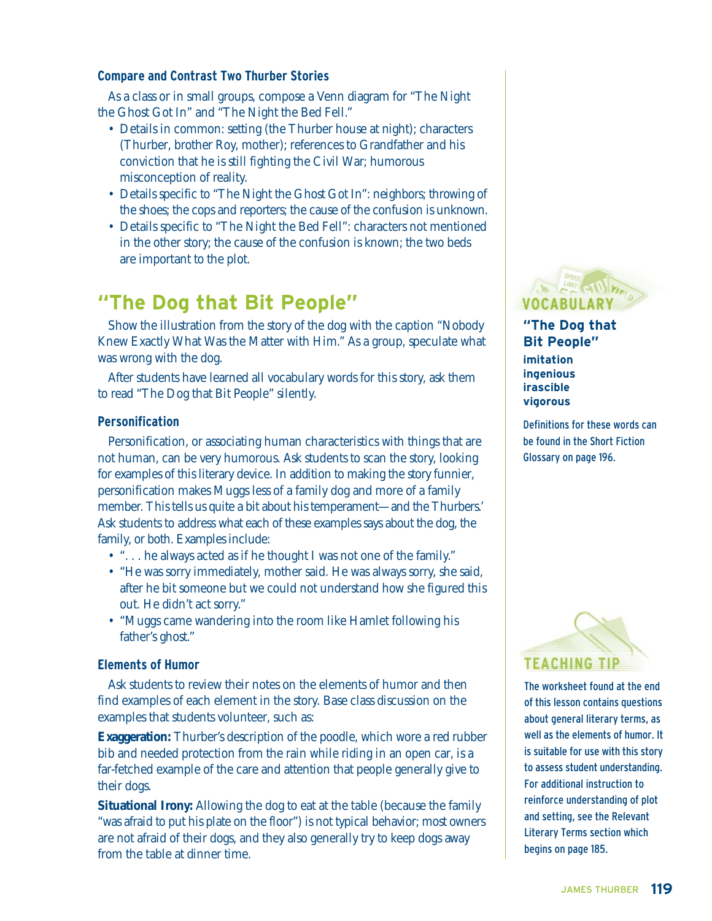### Compare and Contrast Two Thurber Stories

As a class or in small groups, compose a Venn diagram for "The Night the Ghost Got In" and "The Night the Bed Fell."

- Details in common: setting (the Thurber house at night); characters (Thurber, brother Roy, mother); references to Grandfather and his conviction that he is still fighting the Civil War; humorous misconception of reality.
- Details specific to "The Night the Ghost Got In": neighbors; throwing of the shoes; the cops and reporters; the cause of the confusion is unknown.
- Details specific to "The Night the Bed Fell": characters not mentioned in the other story; the cause of the confusion is known; the two beds are important to the plot.

## "The Dog that Bit People"

Show the illustration from the story of the dog with the caption "Nobody Knew Exactly What Was the Matter with Him." As a group, speculate what was wrong with the dog.

After students have learned all vocabulary words for this story, ask them to read "The Dog that Bit People" silently.

### Personification

Personification, or associating human characteristics with things that are not human, can be very humorous. Ask students to scan the story, looking for examples of this literary device. In addition to making the story funnier, personification makes Muggs less of a family dog and more of a family member. This tells us quite a bit about his temperament—and the Thurbers.' Ask students to address what each of these examples says about the dog, the family, or both. Examples include:

- ". . . he always acted as if he thought I was not one of the family."
- "He was sorry immediately, mother said. He was always sorry, she said, after he bit someone but we could not understand how she figured this out. He didn't act sorry."
- "Muggs came wandering into the room like Hamlet following his father's ghost."

### Elements of Humor

Ask students to review their notes on the elements of humor and then find examples of each element in the story. Base class discussion on the examples that students volunteer, such as:

**Exaggeration:** Thurber's description of the poodle, which wore a red rubber bib and needed protection from the rain while riding in an open car, is a far-fetched example of the care and attention that people generally give to their dogs.

**Situational Irony:** Allowing the dog to eat at the table (because the family "was afraid to put his plate on the floor") is not typical behavior; most owners are not afraid of their dogs, and they also generally try to keep dogs away from the table at dinner time.

**VOCABULARY**

**"The Dog that Bit People"**

**imitation**
**ingenious**
**irascible**
**vigorous**

Definitions for these words can be found in the Short Fiction Glossary on page 196.

**TEACHING TIP**

The worksheet found at the end of this lesson contains questions about general literary terms, as well as the elements of humor. It is suitable for use with this story to assess student understanding. For additional instruction to reinforce understanding of plot and setting, see the Relevant Literary Terms section which begins on page 185.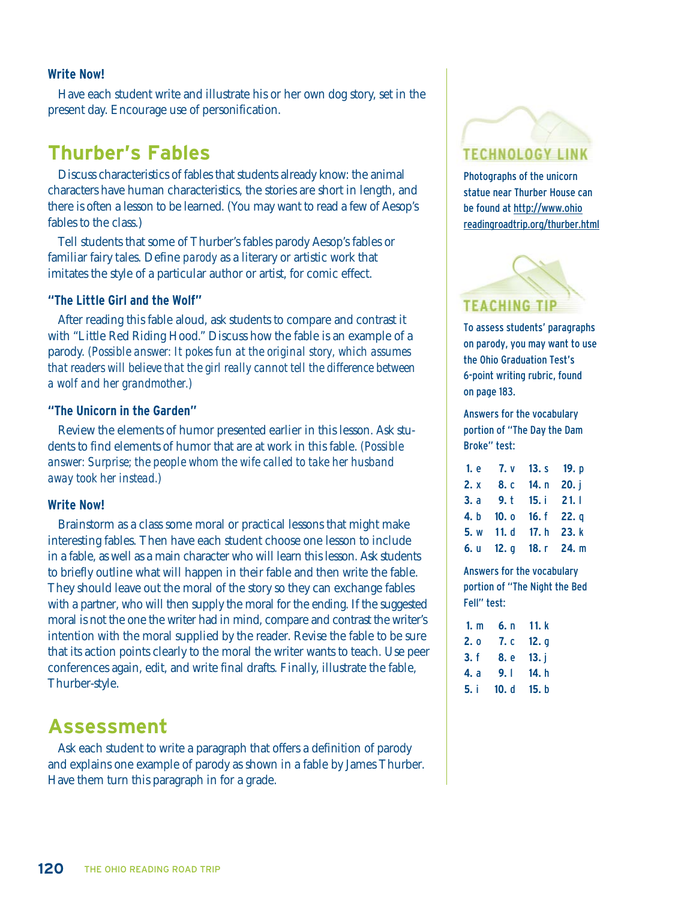### Write Now!

Have each student write and illustrate his or her own dog story, set in the present day. Encourage use of personification.

## Thurber's Fables

Discuss characteristics of fables that students already know: the animal characters have human characteristics, the stories are short in length, and there is often a lesson to be learned. (You may want to read a few of Aesop's fables to the class.)

Tell students that some of Thurber's fables parody Aesop's fables or familiar fairy tales. Define *parody* as a literary or artistic work that imitates the style of a particular author or artist, for comic effect.

### "The Little Girl and the Wolf"

After reading this fable aloud, ask students to compare and contrast it with "Little Red Riding Hood." Discuss how the fable is an example of a parody. *(Possible answer: It pokes fun at the original story, which assumes that readers will believe that the girl really cannot tell the difference between a wolf and her grandmother.)*

### "The Unicorn in the Garden"

Review the elements of humor presented earlier in this lesson. Ask students to find elements of humor that are at work in this fable. *(Possible answer: Surprise; the people whom the wife called to take her husband away took her instead.)*

### Write Now!

Brainstorm as a class some moral or practical lessons that might make interesting fables. Then have each student choose one lesson to include in a fable, as well as a main character who will learn this lesson. Ask students to briefly outline what will happen in their fable and then write the fable. They should leave out the moral of the story so they can exchange fables with a partner, who will then supply the moral for the ending. If the suggested moral is not the one the writer had in mind, compare and contrast the writer's intention with the moral supplied by the reader. Revise the fable to be sure that its action points clearly to the moral the writer wants to teach. Use peer conferences again, edit, and write final drafts. Finally, illustrate the fable, Thurber-style.

## Assessment

Ask each student to write a paragraph that offers a definition of parody and explains one example of parody as shown in a fable by James Thurber. Have them turn this paragraph in for a grade.

### TECHNOLOGY LINK

Photographs of the unicorn statue near Thurber House can be found at http://www.ohioreadingroadtrip.org/thurber.html

### TEACHING TIP

To assess students' paragraphs on parody, you may want to use the Ohio Graduation Test's 6-point writing rubric, found on page 183.

Answers for the vocabulary portion of "The Day the Dam Broke" test:

| | | | |
|---|---|---|---|
| **1.** e | **7.** v | **13.** s | **19.** p |
| **2.** x | **8.** c | **14.** n | **20.** j |
| **3.** a | **9.** t | **15.** i | **21.** l |
| **4.** b | **10.** o | **16.** f | **22.** q |
| **5.** w | **11.** d | **17.** h | **23.** k |
| **6.** u | **12.** g | **18.** r | **24.** m |

Answers for the vocabulary portion of "The Night the Bed Fell" test:

| | | |
|---|---|---|
| **1.** m | **6.** n | **11.** k |
| **2.** o | **7.** c | **12.** g |
| **3.** f | **8.** e | **13.** j |
| **4.** a | **9.** l | **14.** h |
| **5.** i | **10.** d | **15.** b |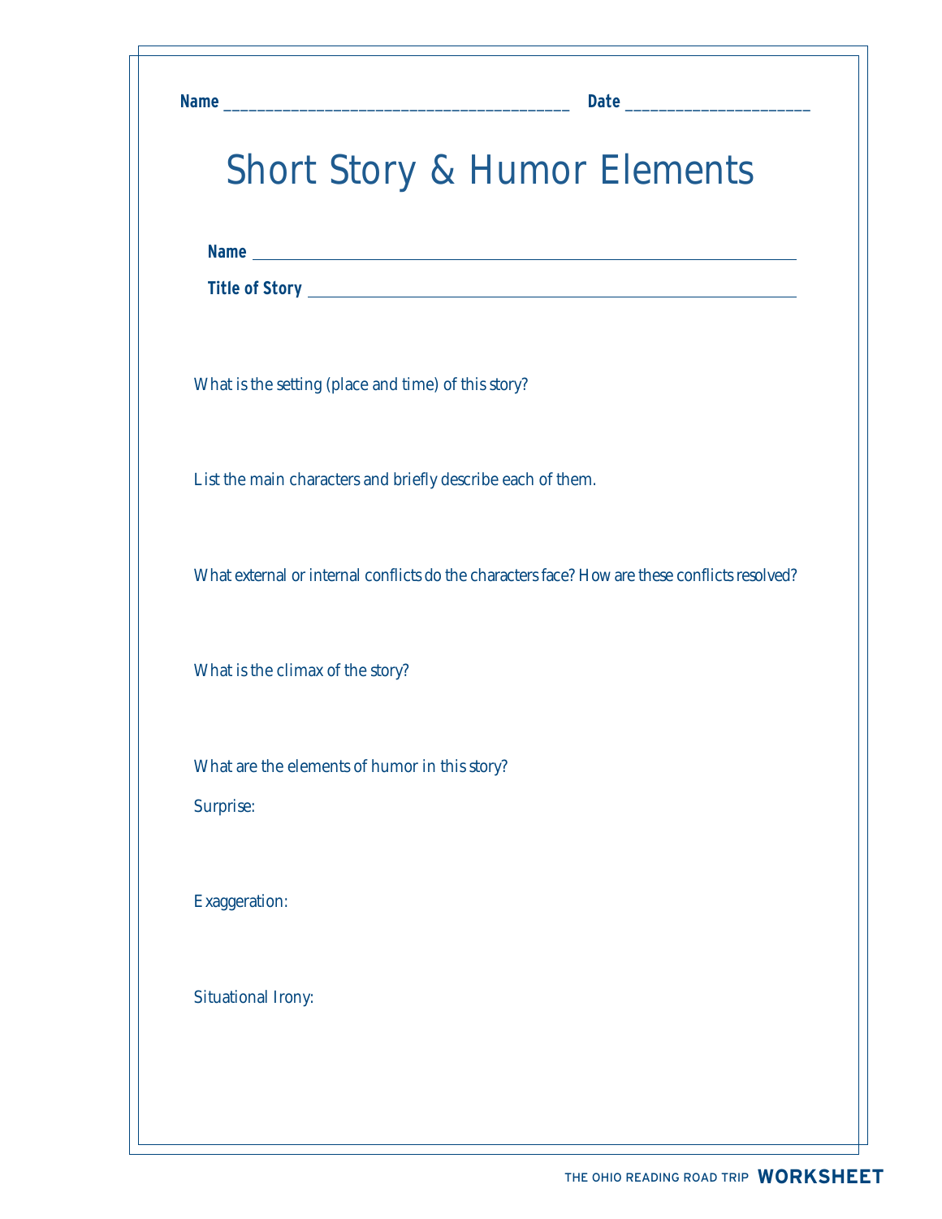Name ______________________________________ Date ____________________

# Short Story & Humor Elements

**Name** ______________________________________________

**Title of Story** ______________________________________________

What is the setting (place and time) of this story?

List the main characters and briefly describe each of them.

What external or internal conflicts do the characters face? How are these conflicts resolved?

What is the climax of the story?

What are the elements of humor in this story?

Surprise:

Exaggeration:

Situational Irony:

THE OHIO READING ROAD TRIP **WORKSHEET**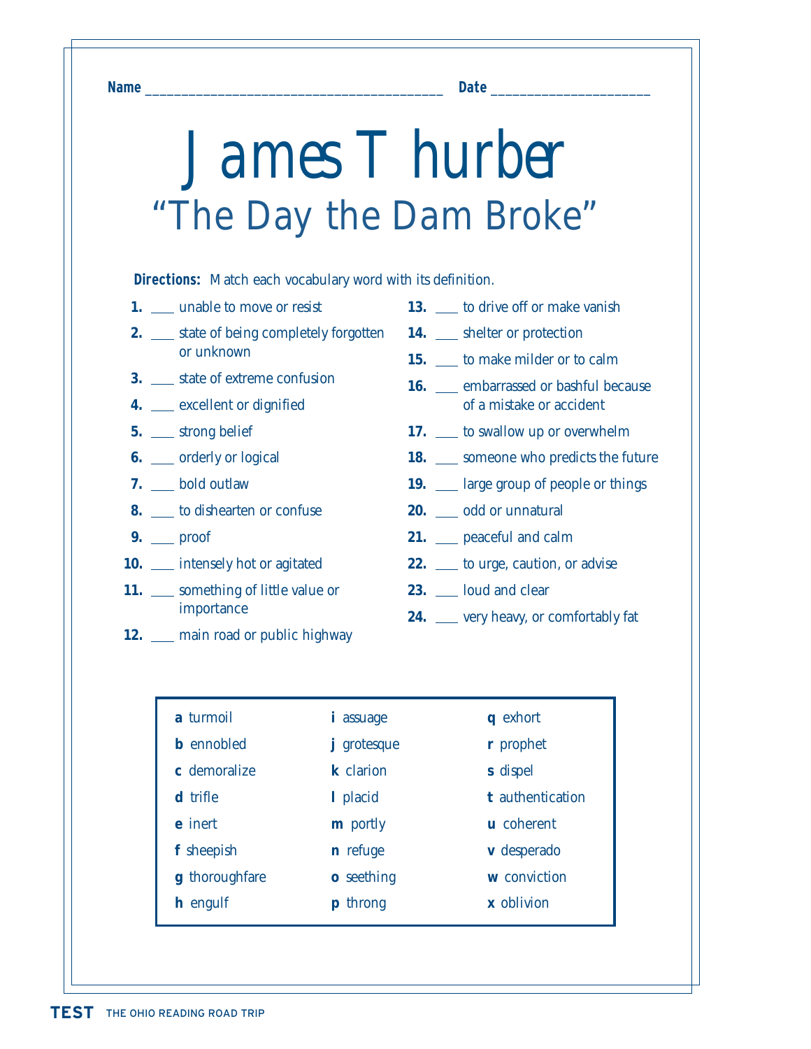Name ________________________________________ Date ______________________

# James Thurber

## "The Day the Dam Broke"

**Directions:** Match each vocabulary word with its definition.

**1.** ___ unable to move or resist

**2.** ___ state of being completely forgotten or unknown

**3.** ___ state of extreme confusion

**4.** ___ excellent or dignified

**5.** ___ strong belief

**6.** ___ orderly or logical

**7.** ___ bold outlaw

**8.** ___ to dishearten or confuse

**9.** ___ proof

**10.** ___ intensely hot or agitated

**11.** ___ something of little value or importance

**12.** ___ main road or public highway

**13.** ___ to drive off or make vanish

**14.** ___ shelter or protection

**15.** ___ to make milder or to calm

**16.** ___ embarrassed or bashful because of a mistake or accident

**17.** ___ to swallow up or overwhelm

**18.** ___ someone who predicts the future

**19.** ___ large group of people or things

**20.** ___ odd or unnatural

**21.** ___ peaceful and calm

**22.** ___ to urge, caution, or advise

**23.** ___ loud and clear

**24.** ___ very heavy, or comfortably fat

| | | |
|---|---|---|
| **a** turmoil | **i** assuage | **q** exhort |
| **b** ennobled | **j** grotesque | **r** prophet |
| **c** demoralize | **k** clarion | **s** dispel |
| **d** trifle | **l** placid | **t** authentication |
| **e** inert | **m** portly | **u** coherent |
| **f** sheepish | **n** refuge | **v** desperado |
| **g** thoroughfare | **o** seething | **w** conviction |
| **h** engulf | **p** throng | **x** oblivion |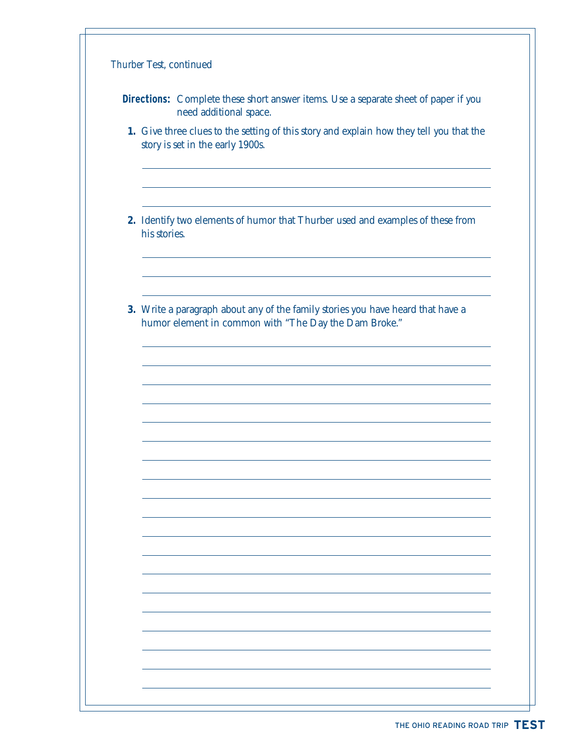*Thurber Test, continued*

**Directions:** Complete these short answer items. Use a separate sheet of paper if you need additional space.

**1.** Give three clues to the setting of this story and explain how they tell you that the story is set in the early 1900s.

______________________________________________

______________________________________________

______________________________________________

**2.** Identify two elements of humor that Thurber used and examples of these from his stories.

______________________________________________

______________________________________________

______________________________________________

**3.** Write a paragraph about any of the family stories you have heard that have a humor element in common with "The Day the Dam Broke."

______________________________________________

______________________________________________

______________________________________________

______________________________________________

______________________________________________

______________________________________________

______________________________________________

______________________________________________

______________________________________________

______________________________________________

______________________________________________

______________________________________________

______________________________________________

______________________________________________

______________________________________________

______________________________________________

______________________________________________

______________________________________________

______________________________________________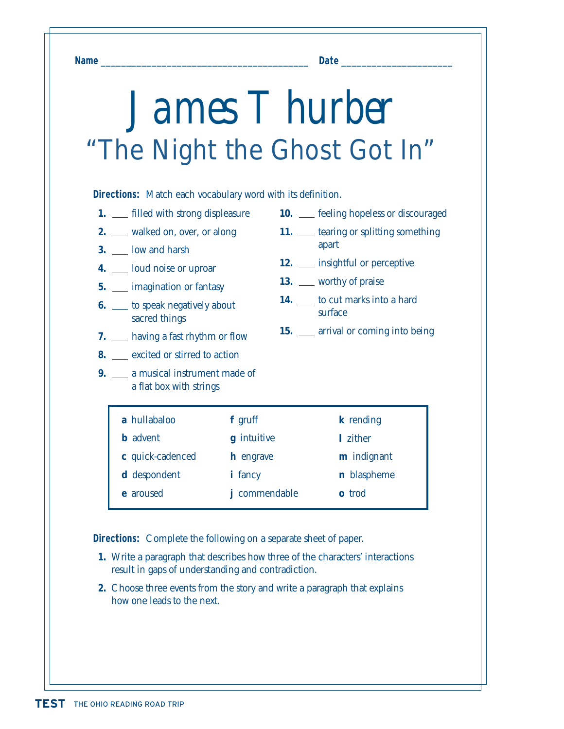Name ________________________________________ Date ____________________

# James Thurber

## "The Night the Ghost Got In"

**Directions:** Match each vocabulary word with its definition.

**1.** ___ filled with strong displeasure

**2.** ___ walked on, over, or along

**3.** ___ low and harsh

**4.** ___ loud noise or uproar

**5.** ___ imagination or fantasy

**6.** ___ to speak negatively about sacred things

**7.** ___ having a fast rhythm or flow

**8.** ___ excited or stirred to action

**9.** ___ a musical instrument made of a flat box with strings

**10.** ___ feeling hopeless or discouraged

**11.** ___ tearing or splitting something apart

**12.** ___ insightful or perceptive

**13.** ___ worthy of praise

**14.** ___ to cut marks into a hard surface

**15.** ___ arrival or coming into being

| | | |
|---|---|---|
| **a** hullabaloo | **f** gruff | **k** rending |
| **b** advent | **g** intuitive | **l** zither |
| **c** quick-cadenced | **h** engrave | **m** indignant |
| **d** despondent | **i** fancy | **n** blaspheme |
| **e** aroused | **j** commendable | **o** trod |

**Directions:** Complete the following on a separate sheet of paper.

1. Write a paragraph that describes how three of the characters' interactions result in gaps of understanding and contradiction.
2. Choose three events from the story and write a paragraph that explains how one leads to the next.